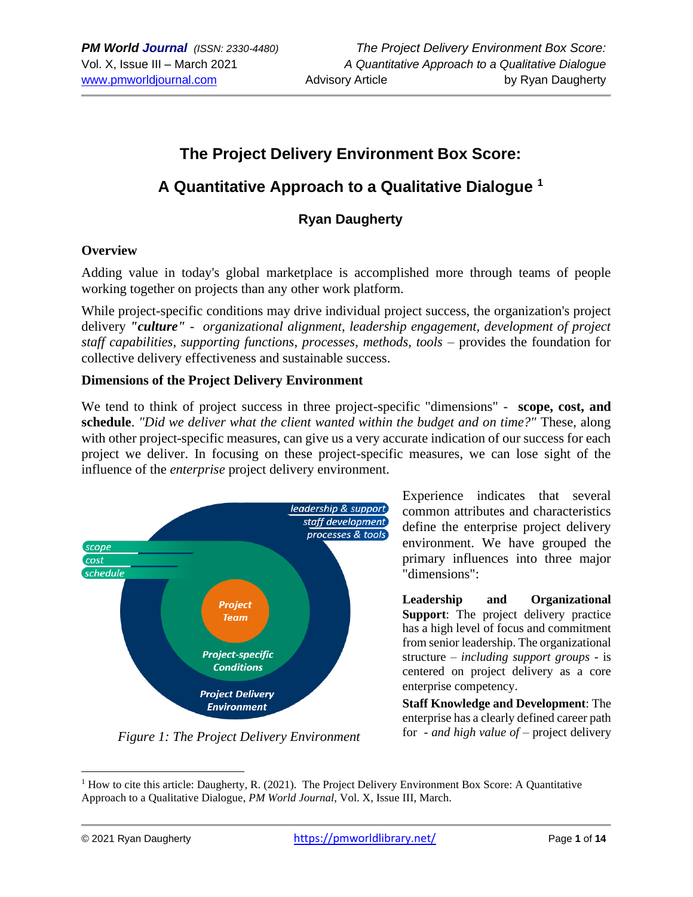# The Project Delivery Environment Box Score:

# A Quantitative Approach to a Qualitative Dialogue [1]

### Ryan Daugherty

## Overview

Adding value in today's global marketplace is accomplished more through teams of people working together on projects than any other work platform.

While project-specific conditions may drive individual project success, the organization's project delivery ***"culture"*** - *organizational alignment, leadership engagement, development of project staff capabilities, supporting functions, processes, methods, tools* – provides the foundation for collective delivery effectiveness and sustainable success.

## Dimensions of the Project Delivery Environment

We tend to think of project success in three project-specific "dimensions" - **scope, cost, and schedule**. *"Did we deliver what the client wanted within the budget and on time?"* These, along with other project-specific measures, can give us a very accurate indication of our success for each project we deliver. In focusing on these project-specific measures, we can lose sight of the influence of the *enterprise* project delivery environment.

*Figure 1: The Project Delivery Environment*

Experience indicates that several common attributes and characteristics define the enterprise project delivery environment. We have grouped the primary influences into three major "dimensions":

**Leadership and Organizational Support**: The project delivery practice has a high level of focus and commitment from senior leadership. The organizational structure – *including support groups* - is centered on project delivery as a core enterprise competency.

**Staff Knowledge and Development**: The enterprise has a clearly defined career path for - *and high value of* – project delivery

---

[1] How to cite this article: Daugherty, R. (2021). The Project Delivery Environment Box Score: A Quantitative Approach to a Qualitative Dialogue, *PM World Journal*, Vol. X, Issue III, March.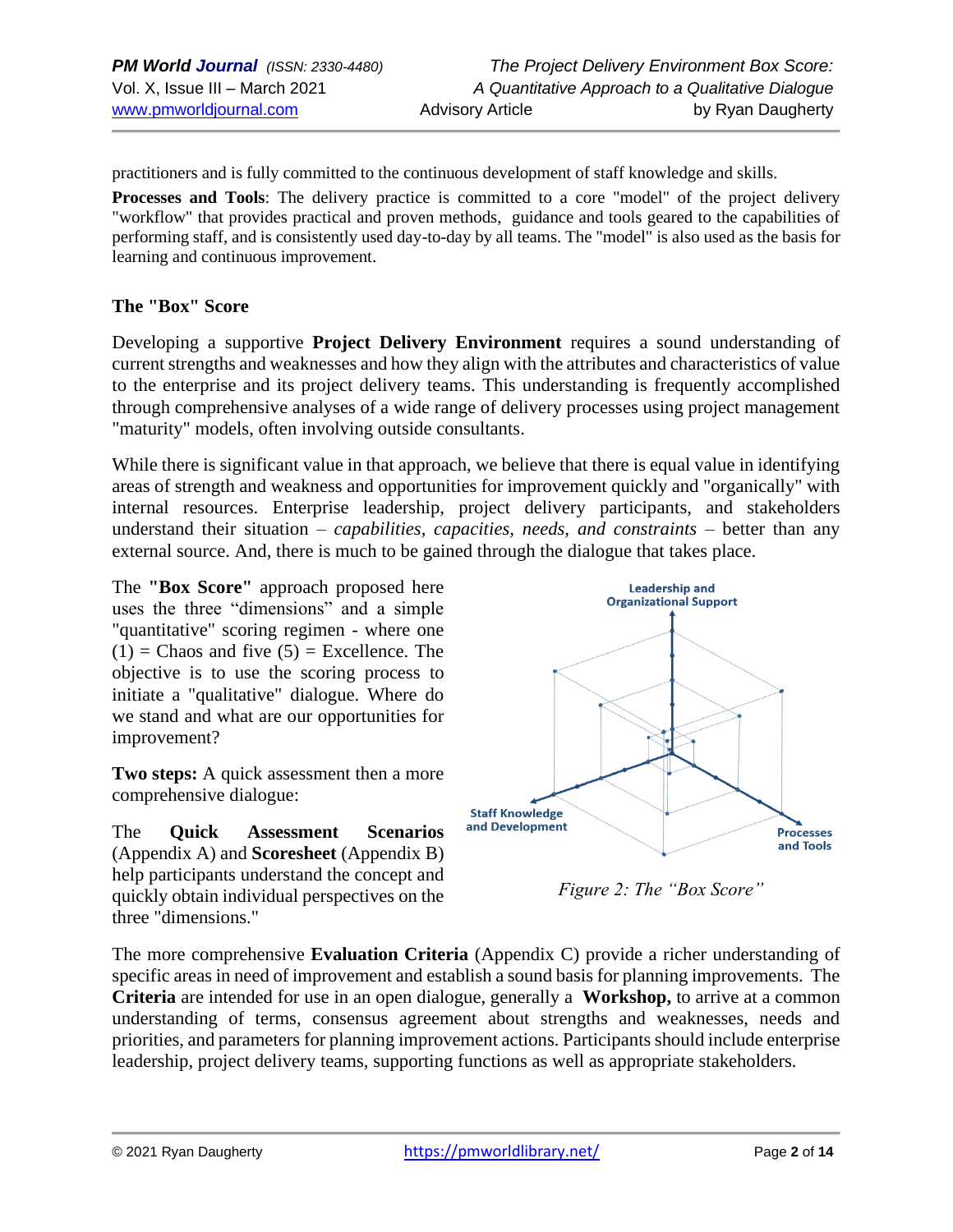practitioners and is fully committed to the continuous development of staff knowledge and skills.

**Processes and Tools**: The delivery practice is committed to a core "model" of the project delivery "workflow" that provides practical and proven methods, guidance and tools geared to the capabilities of performing staff, and is consistently used day-to-day by all teams. The "model" is also used as the basis for learning and continuous improvement.

## The "Box" Score

Developing a supportive **Project Delivery Environment** requires a sound understanding of current strengths and weaknesses and how they align with the attributes and characteristics of value to the enterprise and its project delivery teams. This understanding is frequently accomplished through comprehensive analyses of a wide range of delivery processes using project management "maturity" models, often involving outside consultants.

While there is significant value in that approach, we believe that there is equal value in identifying areas of strength and weakness and opportunities for improvement quickly and "organically" with internal resources. Enterprise leadership, project delivery participants, and stakeholders understand their situation – *capabilities, capacities, needs, and constraints* – better than any external source. And, there is much to be gained through the dialogue that takes place.

The **"Box Score"** approach proposed here uses the three "dimensions" and a simple "quantitative" scoring regimen - where one (1) = Chaos and five (5) = Excellence. The objective is to use the scoring process to initiate a "qualitative" dialogue. Where do we stand and what are our opportunities for improvement?

**Two steps:** A quick assessment then a more comprehensive dialogue:

The **Quick Assessment Scenarios** (Appendix A) and **Scoresheet** (Appendix B) help participants understand the concept and quickly obtain individual perspectives on the three "dimensions."

Leadership and Organizational Support

Staff Knowledge and Development

Processes and Tools

*Figure 2: The "Box Score"*

The more comprehensive **Evaluation Criteria** (Appendix C) provide a richer understanding of specific areas in need of improvement and establish a sound basis for planning improvements. The **Criteria** are intended for use in an open dialogue, generally a **Workshop,** to arrive at a common understanding of terms, consensus agreement about strengths and weaknesses, needs and priorities, and parameters for planning improvement actions. Participants should include enterprise leadership, project delivery teams, supporting functions as well as appropriate stakeholders.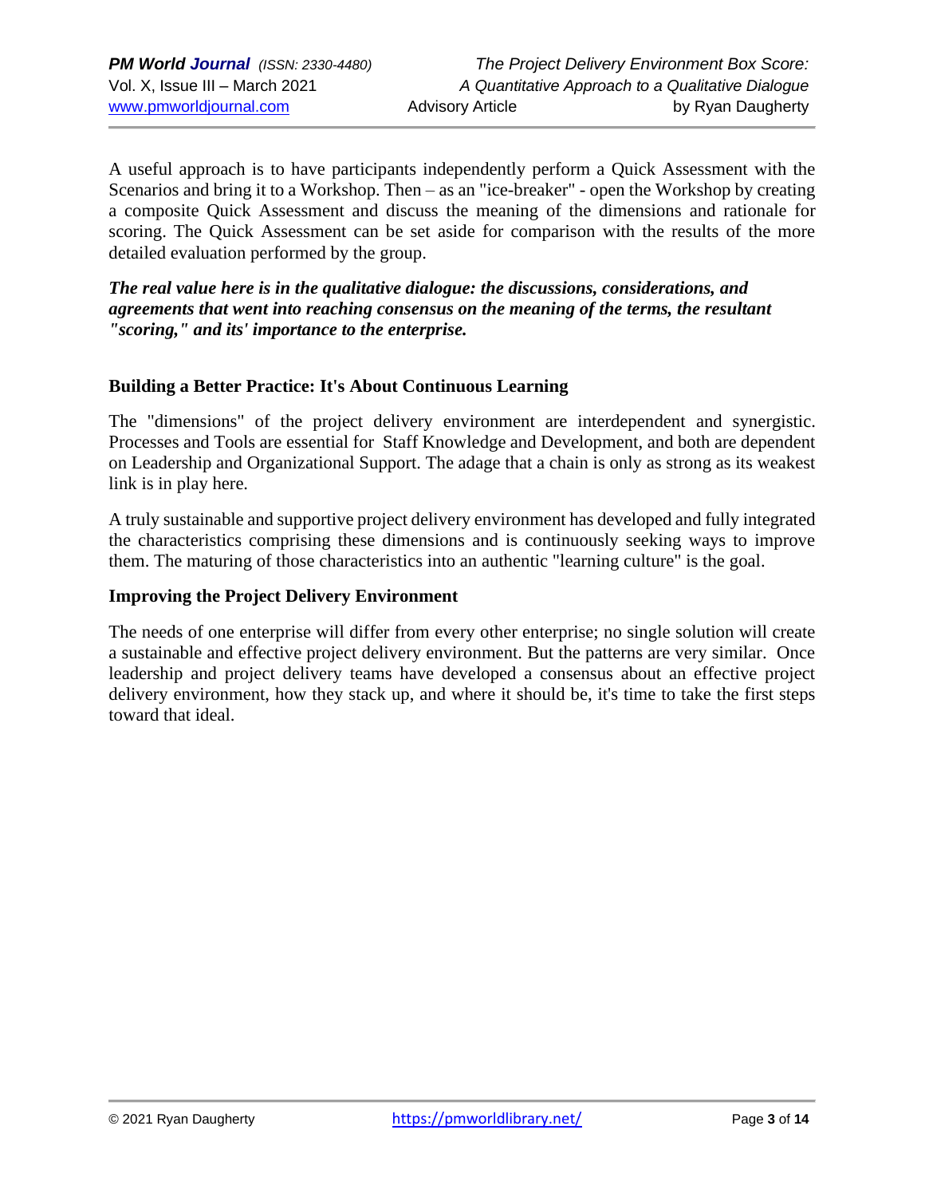A useful approach is to have participants independently perform a Quick Assessment with the Scenarios and bring it to a Workshop. Then – as an "ice-breaker" - open the Workshop by creating a composite Quick Assessment and discuss the meaning of the dimensions and rationale for scoring. The Quick Assessment can be set aside for comparison with the results of the more detailed evaluation performed by the group.

***The real value here is in the qualitative dialogue: the discussions, considerations, and agreements that went into reaching consensus on the meaning of the terms, the resultant "scoring," and its' importance to the enterprise.***

**Building a Better Practice: It's About Continuous Learning**

The "dimensions" of the project delivery environment are interdependent and synergistic. Processes and Tools are essential for Staff Knowledge and Development, and both are dependent on Leadership and Organizational Support. The adage that a chain is only as strong as its weakest link is in play here.

A truly sustainable and supportive project delivery environment has developed and fully integrated the characteristics comprising these dimensions and is continuously seeking ways to improve them. The maturing of those characteristics into an authentic "learning culture" is the goal.

**Improving the Project Delivery Environment**

The needs of one enterprise will differ from every other enterprise; no single solution will create a sustainable and effective project delivery environment. But the patterns are very similar. Once leadership and project delivery teams have developed a consensus about an effective project delivery environment, how they stack up, and where it should be, it's time to take the first steps toward that ideal.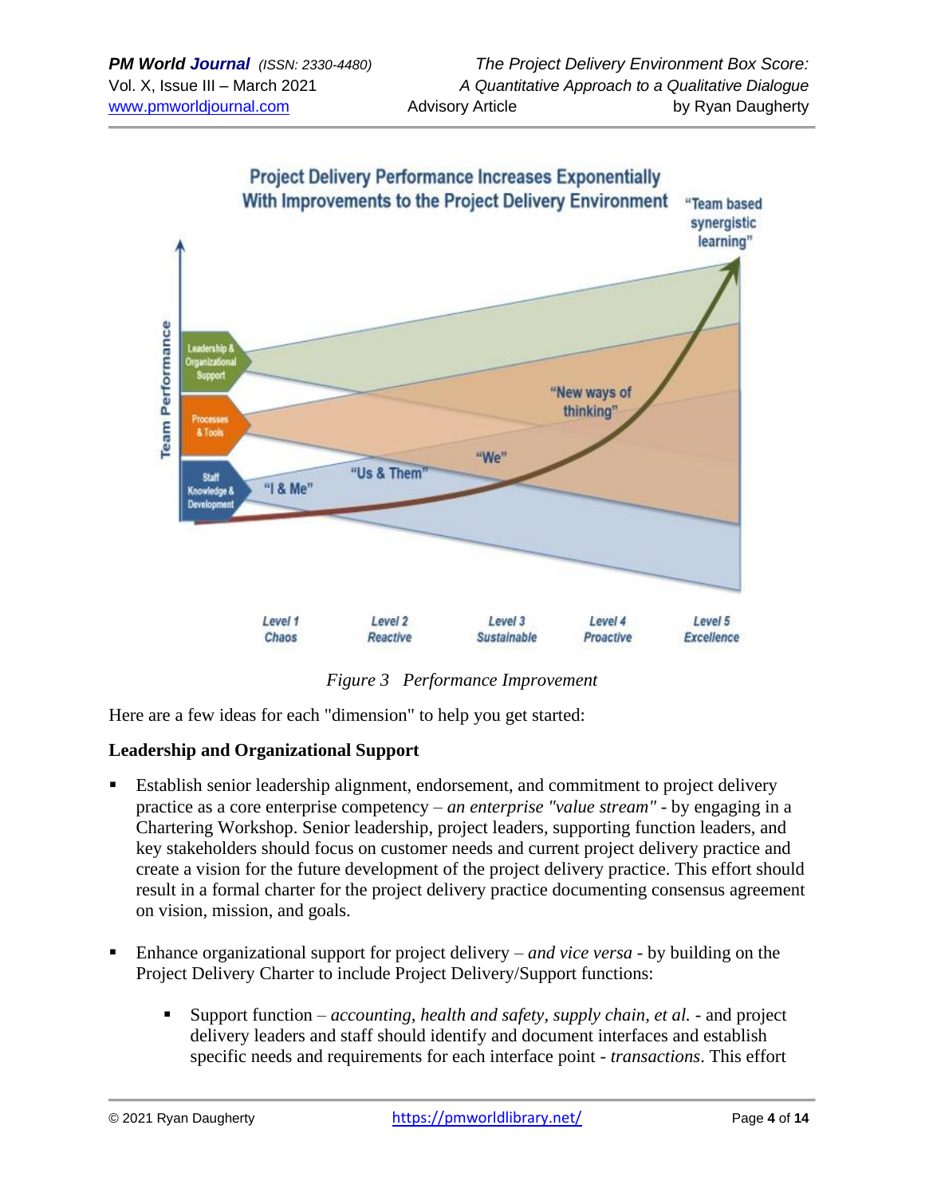Figure 3 Performance Improvement

Here are a few ideas for each "dimension" to help you get started:

**Leadership and Organizational Support**

- Establish senior leadership alignment, endorsement, and commitment to project delivery practice as a core enterprise competency – *an enterprise "value stream"* - by engaging in a Chartering Workshop. Senior leadership, project leaders, supporting function leaders, and key stakeholders should focus on customer needs and current project delivery practice and create a vision for the future development of the project delivery practice. This effort should result in a formal charter for the project delivery practice documenting consensus agreement on vision, mission, and goals.

- Enhance organizational support for project delivery – *and vice versa* - by building on the Project Delivery Charter to include Project Delivery/Support functions:

    - Support function – *accounting, health and safety, supply chain, et al.* - and project delivery leaders and staff should identify and document interfaces and establish specific needs and requirements for each interface point - *transactions*. This effort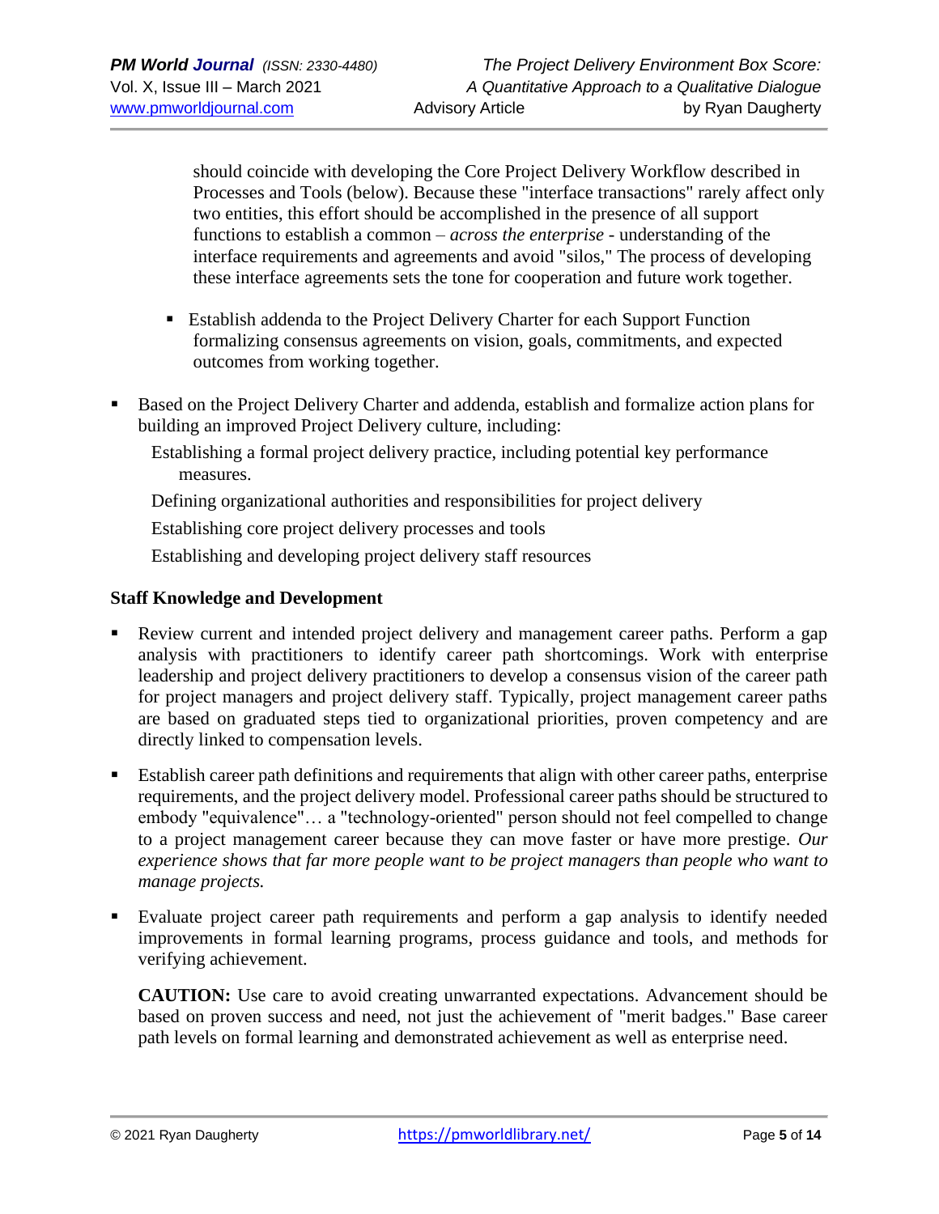should coincide with developing the Core Project Delivery Workflow described in Processes and Tools (below). Because these "interface transactions" rarely affect only two entities, this effort should be accomplished in the presence of all support functions to establish a common – *across the enterprise* - understanding of the interface requirements and agreements and avoid "silos," The process of developing these interface agreements sets the tone for cooperation and future work together.

    - Establish addenda to the Project Delivery Charter for each Support Function formalizing consensus agreements on vision, goals, commitments, and expected outcomes from working together.

- Based on the Project Delivery Charter and addenda, establish and formalize action plans for building an improved Project Delivery culture, including:

  Establishing a formal project delivery practice, including potential key performance measures.

  Defining organizational authorities and responsibilities for project delivery

  Establishing core project delivery processes and tools

  Establishing and developing project delivery staff resources

### Staff Knowledge and Development

- Review current and intended project delivery and management career paths. Perform a gap analysis with practitioners to identify career path shortcomings. Work with enterprise leadership and project delivery practitioners to develop a consensus vision of the career path for project managers and project delivery staff. Typically, project management career paths are based on graduated steps tied to organizational priorities, proven competency and are directly linked to compensation levels.

- Establish career path definitions and requirements that align with other career paths, enterprise requirements, and the project delivery model. Professional career paths should be structured to embody "equivalence"… a "technology-oriented" person should not feel compelled to change to a project management career because they can move faster or have more prestige. *Our experience shows that far more people want to be project managers than people who want to manage projects.*

- Evaluate project career path requirements and perform a gap analysis to identify needed improvements in formal learning programs, process guidance and tools, and methods for verifying achievement.

  **CAUTION:** Use care to avoid creating unwarranted expectations. Advancement should be based on proven success and need, not just the achievement of "merit badges." Base career path levels on formal learning and demonstrated achievement as well as enterprise need.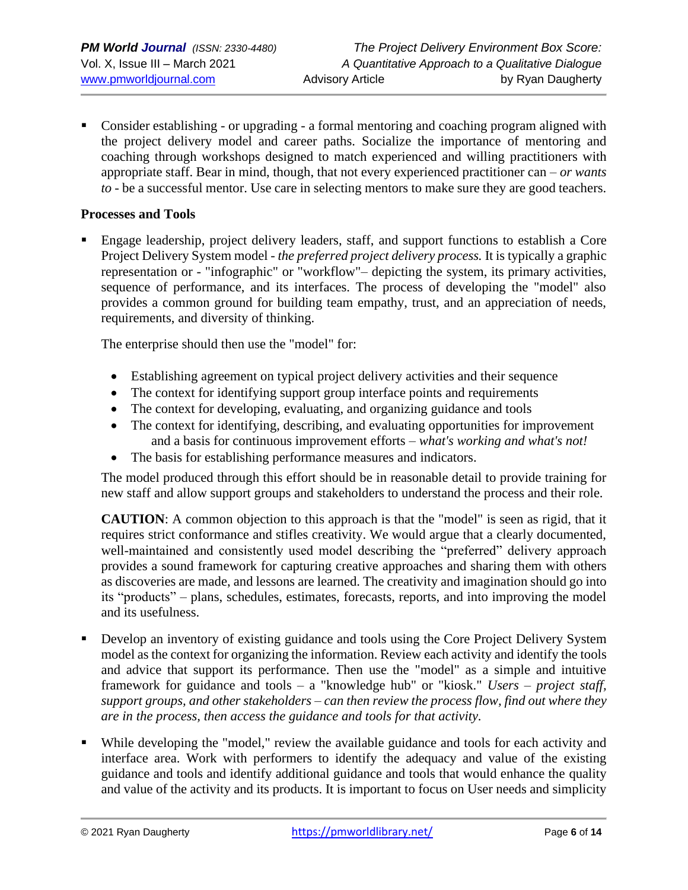- Consider establishing - or upgrading - a formal mentoring and coaching program aligned with the project delivery model and career paths. Socialize the importance of mentoring and coaching through workshops designed to match experienced and willing practitioners with appropriate staff. Bear in mind, though, that not every experienced practitioner can – *or wants to* - be a successful mentor. Use care in selecting mentors to make sure they are good teachers.

**Processes and Tools**

- Engage leadership, project delivery leaders, staff, and support functions to establish a Core Project Delivery System model - *the preferred project delivery process.* It is typically a graphic representation or - "infographic" or "workflow"– depicting the system, its primary activities, sequence of performance, and its interfaces. The process of developing the "model" also provides a common ground for building team empathy, trust, and an appreciation of needs, requirements, and diversity of thinking.

  The enterprise should then use the "model" for:

  - Establishing agreement on typical project delivery activities and their sequence
  - The context for identifying support group interface points and requirements
  - The context for developing, evaluating, and organizing guidance and tools
  - The context for identifying, describing, and evaluating opportunities for improvement and a basis for continuous improvement efforts – *what's working and what's not!*
  - The basis for establishing performance measures and indicators.

  The model produced through this effort should be in reasonable detail to provide training for new staff and allow support groups and stakeholders to understand the process and their role.

  **CAUTION**: A common objection to this approach is that the "model" is seen as rigid, that it requires strict conformance and stifles creativity. We would argue that a clearly documented, well-maintained and consistently used model describing the "preferred" delivery approach provides a sound framework for capturing creative approaches and sharing them with others as discoveries are made, and lessons are learned. The creativity and imagination should go into its "products" – plans, schedules, estimates, forecasts, reports, and into improving the model and its usefulness.

- Develop an inventory of existing guidance and tools using the Core Project Delivery System model as the context for organizing the information. Review each activity and identify the tools and advice that support its performance. Then use the "model" as a simple and intuitive framework for guidance and tools – a "knowledge hub" or "kiosk." *Users – project staff, support groups, and other stakeholders – can then review the process flow, find out where they are in the process, then access the guidance and tools for that activity.*

- While developing the "model," review the available guidance and tools for each activity and interface area. Work with performers to identify the adequacy and value of the existing guidance and tools and identify additional guidance and tools that would enhance the quality and value of the activity and its products. It is important to focus on User needs and simplicity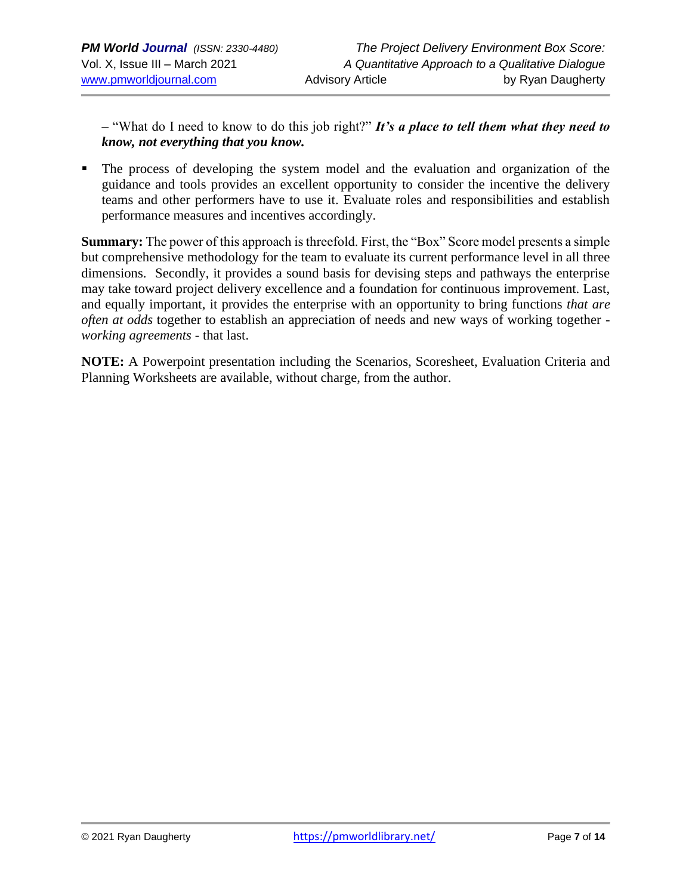– "What do I need to know to do this job right?" ***It's a place to tell them what they need to know, not everything that you know.***

- The process of developing the system model and the evaluation and organization of the guidance and tools provides an excellent opportunity to consider the incentive the delivery teams and other performers have to use it. Evaluate roles and responsibilities and establish performance measures and incentives accordingly.

**Summary:** The power of this approach is threefold. First, the "Box" Score model presents a simple but comprehensive methodology for the team to evaluate its current performance level in all three dimensions. Secondly, it provides a sound basis for devising steps and pathways the enterprise may take toward project delivery excellence and a foundation for continuous improvement. Last, and equally important, it provides the enterprise with an opportunity to bring functions *that are often at odds* together to establish an appreciation of needs and new ways of working together - *working agreements* - that last.

**NOTE:** A Powerpoint presentation including the Scenarios, Scoresheet, Evaluation Criteria and Planning Worksheets are available, without charge, from the author.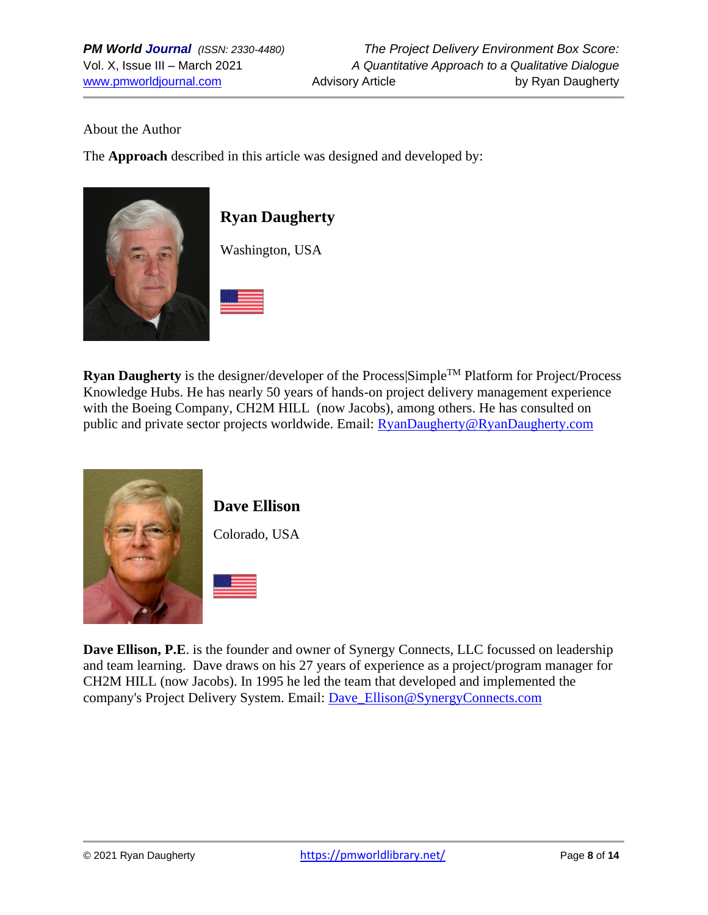About the Author

The **Approach** described in this article was designed and developed by:

## Ryan Daugherty

Washington, USA

**Ryan Daugherty** is the designer/developer of the Process|Simple™ Platform for Project/Process Knowledge Hubs. He has nearly 50 years of hands-on project delivery management experience with the Boeing Company, CH2M HILL (now Jacobs), among others. He has consulted on public and private sector projects worldwide. Email: RyanDaugherty@RyanDaugherty.com

## Dave Ellison

Colorado, USA

**Dave Ellison, P.E**. is the founder and owner of Synergy Connects, LLC focussed on leadership and team learning. Dave draws on his 27 years of experience as a project/program manager for CH2M HILL (now Jacobs). In 1995 he led the team that developed and implemented the company's Project Delivery System. Email: Dave_Ellison@SynergyConnects.com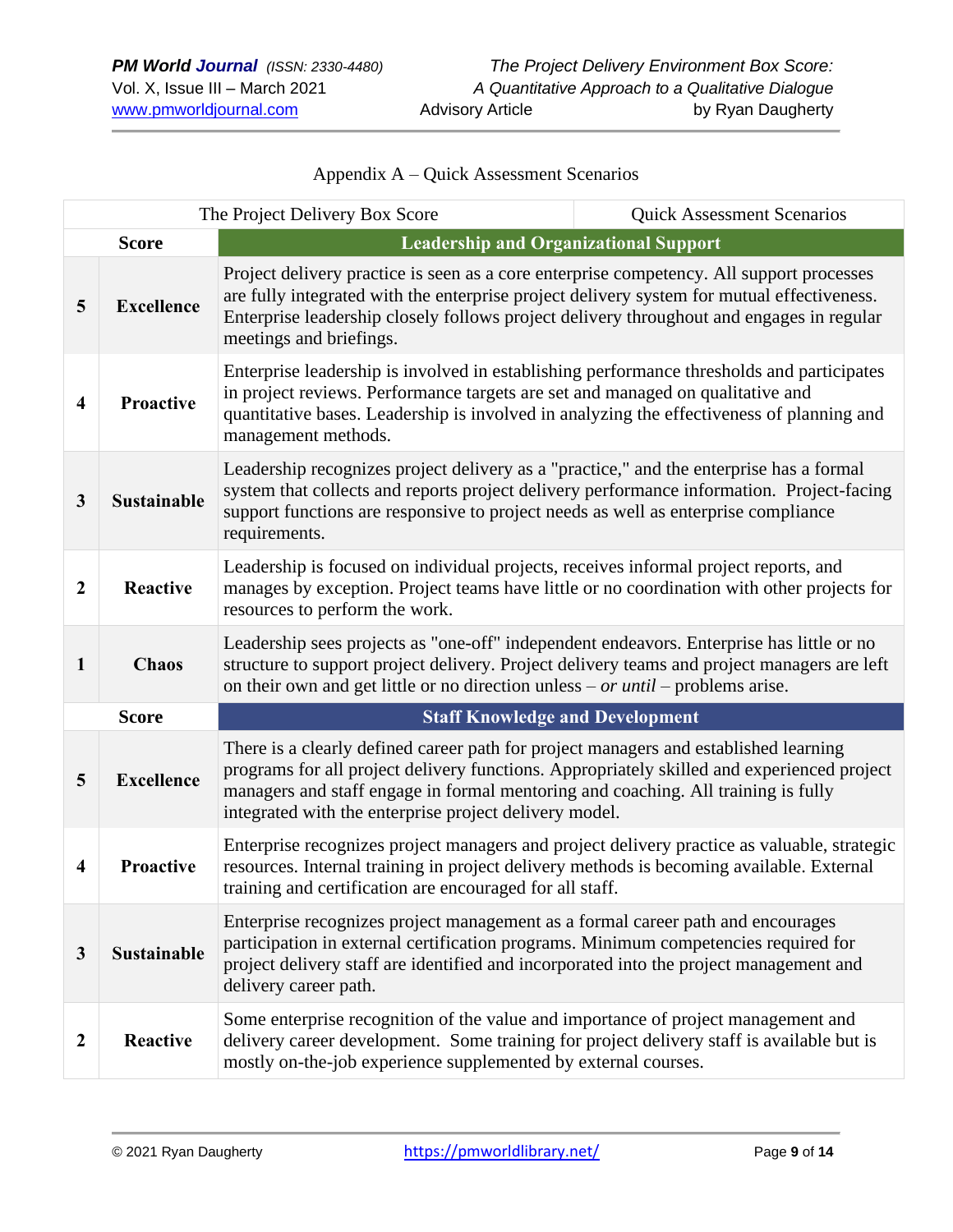Appendix A – Quick Assessment Scenarios

| The Project Delivery Box Score | | Quick Assessment Scenarios |
|---|---|---|
| **Score** | | **Leadership and Organizational Support** |
| **5** | **Excellence** | Project delivery practice is seen as a core enterprise competency. All support processes are fully integrated with the enterprise project delivery system for mutual effectiveness. Enterprise leadership closely follows project delivery throughout and engages in regular meetings and briefings. |
| **4** | **Proactive** | Enterprise leadership is involved in establishing performance thresholds and participates in project reviews. Performance targets are set and managed on qualitative and quantitative bases. Leadership is involved in analyzing the effectiveness of planning and management methods. |
| **3** | **Sustainable** | Leadership recognizes project delivery as a "practice," and the enterprise has a formal system that collects and reports project delivery performance information. Project-facing support functions are responsive to project needs as well as enterprise compliance requirements. |
| **2** | **Reactive** | Leadership is focused on individual projects, receives informal project reports, and manages by exception. Project teams have little or no coordination with other projects for resources to perform the work. |
| **1** | **Chaos** | Leadership sees projects as "one-off" independent endeavors. Enterprise has little or no structure to support project delivery. Project delivery teams and project managers are left on their own and get little or no direction unless – *or until* – problems arise. |
| **Score** | | **Staff Knowledge and Development** |
| **5** | **Excellence** | There is a clearly defined career path for project managers and established learning programs for all project delivery functions. Appropriately skilled and experienced project managers and staff engage in formal mentoring and coaching. All training is fully integrated with the enterprise project delivery model. |
| **4** | **Proactive** | Enterprise recognizes project managers and project delivery practice as valuable, strategic resources. Internal training in project delivery methods is becoming available. External training and certification are encouraged for all staff. |
| **3** | **Sustainable** | Enterprise recognizes project management as a formal career path and encourages participation in external certification programs. Minimum competencies required for project delivery staff are identified and incorporated into the project management and delivery career path. |
| **2** | **Reactive** | Some enterprise recognition of the value and importance of project management and delivery career development. Some training for project delivery staff is available but is mostly on-the-job experience supplemented by external courses. |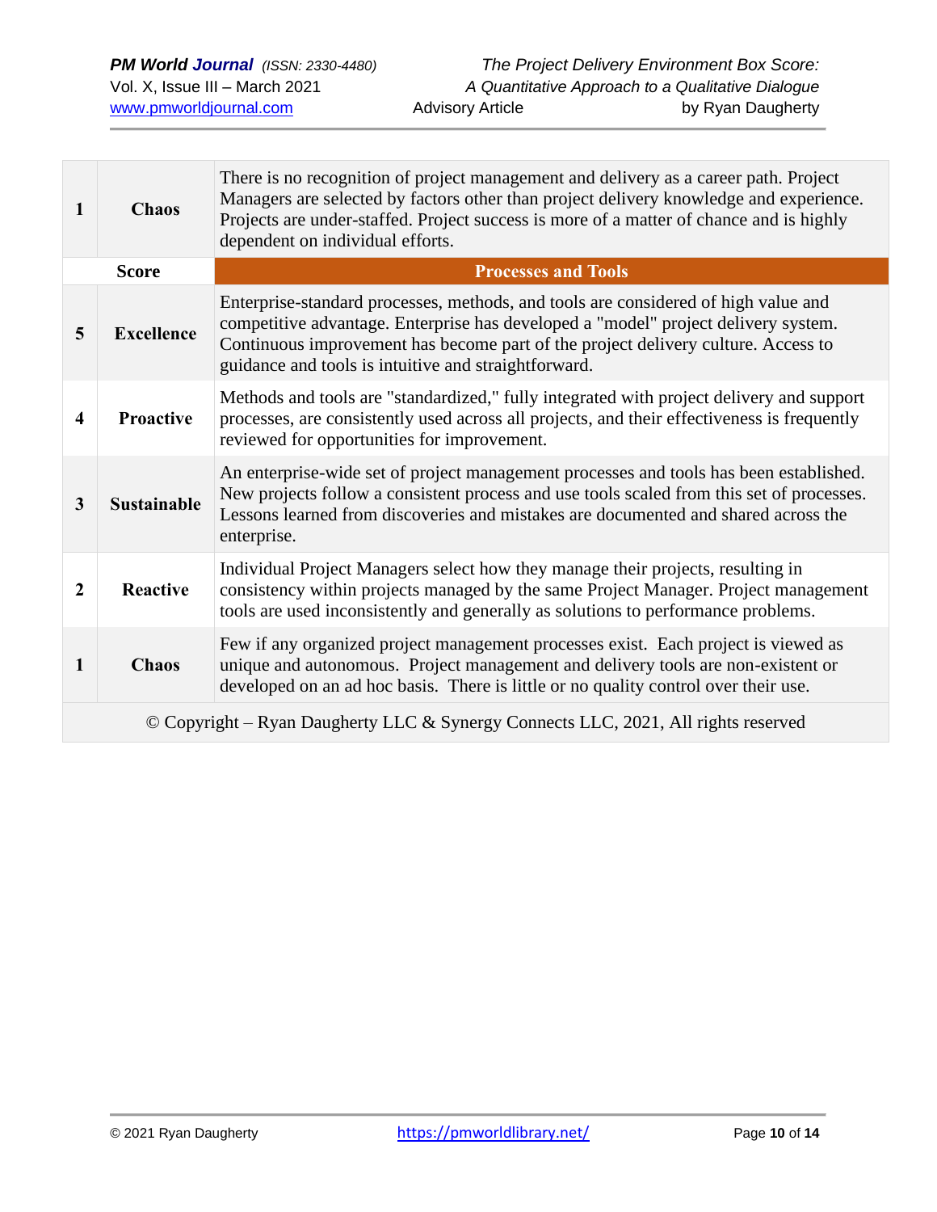| | | |
|---|---|---|
| **1** | **Chaos** | There is no recognition of project management and delivery as a career path. Project Managers are selected by factors other than project delivery knowledge and experience. Projects are under-staffed. Project success is more of a matter of chance and is highly dependent on individual efforts. |

| **Score** | | **Processes and Tools** |
|---|---|---|
| **5** | **Excellence** | Enterprise-standard processes, methods, and tools are considered of high value and competitive advantage. Enterprise has developed a "model" project delivery system. Continuous improvement has become part of the project delivery culture. Access to guidance and tools is intuitive and straightforward. |
| **4** | **Proactive** | Methods and tools are "standardized," fully integrated with project delivery and support processes, are consistently used across all projects, and their effectiveness is frequently reviewed for opportunities for improvement. |
| **3** | **Sustainable** | An enterprise-wide set of project management processes and tools has been established. New projects follow a consistent process and use tools scaled from this set of processes. Lessons learned from discoveries and mistakes are documented and shared across the enterprise. |
| **2** | **Reactive** | Individual Project Managers select how they manage their projects, resulting in consistency within projects managed by the same Project Manager. Project management tools are used inconsistently and generally as solutions to performance problems. |
| **1** | **Chaos** | Few if any organized project management processes exist. Each project is viewed as unique and autonomous. Project management and delivery tools are non-existent or developed on an ad hoc basis. There is little or no quality control over their use. |

© Copyright – Ryan Daugherty LLC & Synergy Connects LLC, 2021, All rights reserved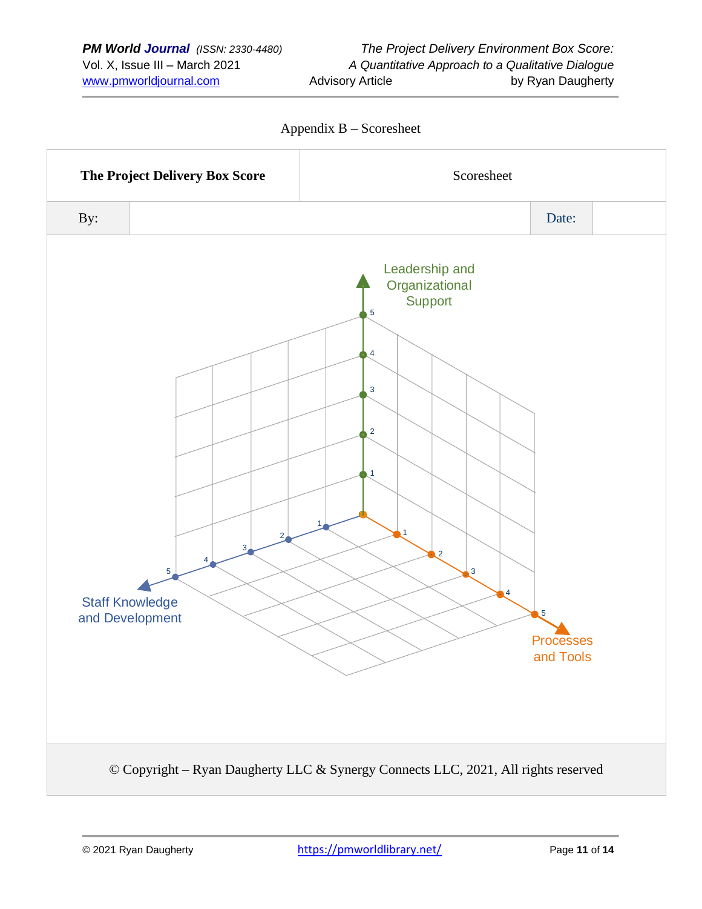Appendix B – Scoresheet

| **The Project Delivery Box Score** | | Scoresheet | |
|---|---|---|---|
| By: | | Date: | |

Leadership and Organizational Support

5
4
3
2
1

Staff Knowledge and Development

1 2 3 4 5

Processes and Tools

1 2 3 4 5

© Copyright – Ryan Daugherty LLC & Synergy Connects LLC, 2021, All rights reserved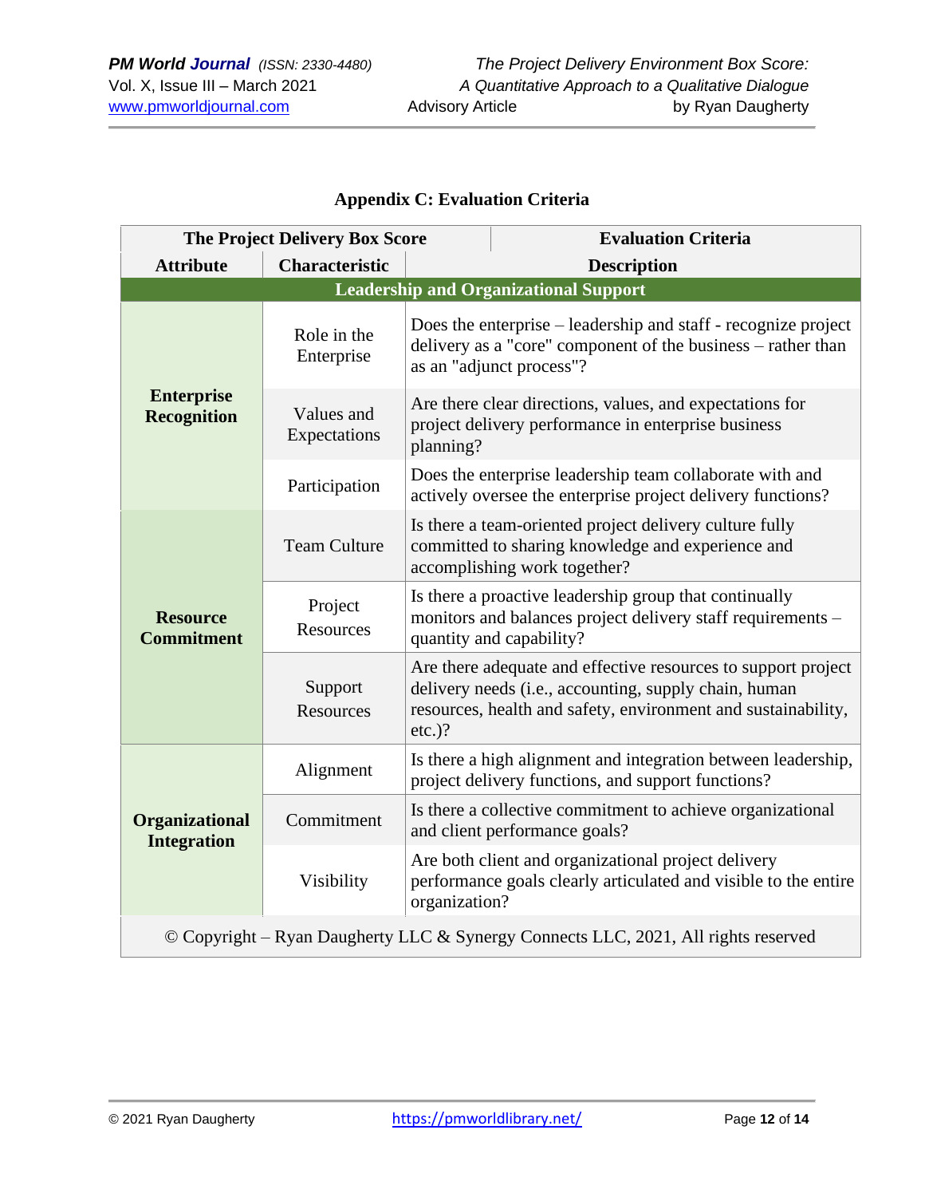## Appendix C: Evaluation Criteria

| The Project Delivery Box Score | | Evaluation Criteria |
|---|---|---|
| **Attribute** | **Characteristic** | **Description** |
| **Leadership and Organizational Support** | | |
| **Enterprise Recognition** | Role in the Enterprise | Does the enterprise – leadership and staff - recognize project delivery as a "core" component of the business – rather than as an "adjunct process"? |
| | Values and Expectations | Are there clear directions, values, and expectations for project delivery performance in enterprise business planning? |
| | Participation | Does the enterprise leadership team collaborate with and actively oversee the enterprise project delivery functions? |
| **Resource Commitment** | Team Culture | Is there a team-oriented project delivery culture fully committed to sharing knowledge and experience and accomplishing work together? |
| | Project Resources | Is there a proactive leadership group that continually monitors and balances project delivery staff requirements – quantity and capability? |
| | Support Resources | Are there adequate and effective resources to support project delivery needs (i.e., accounting, supply chain, human resources, health and safety, environment and sustainability, etc.)? |
| **Organizational Integration** | Alignment | Is there a high alignment and integration between leadership, project delivery functions, and support functions? |
| | Commitment | Is there a collective commitment to achieve organizational and client performance goals? |
| | Visibility | Are both client and organizational project delivery performance goals clearly articulated and visible to the entire organization? |

© Copyright – Ryan Daugherty LLC & Synergy Connects LLC, 2021, All rights reserved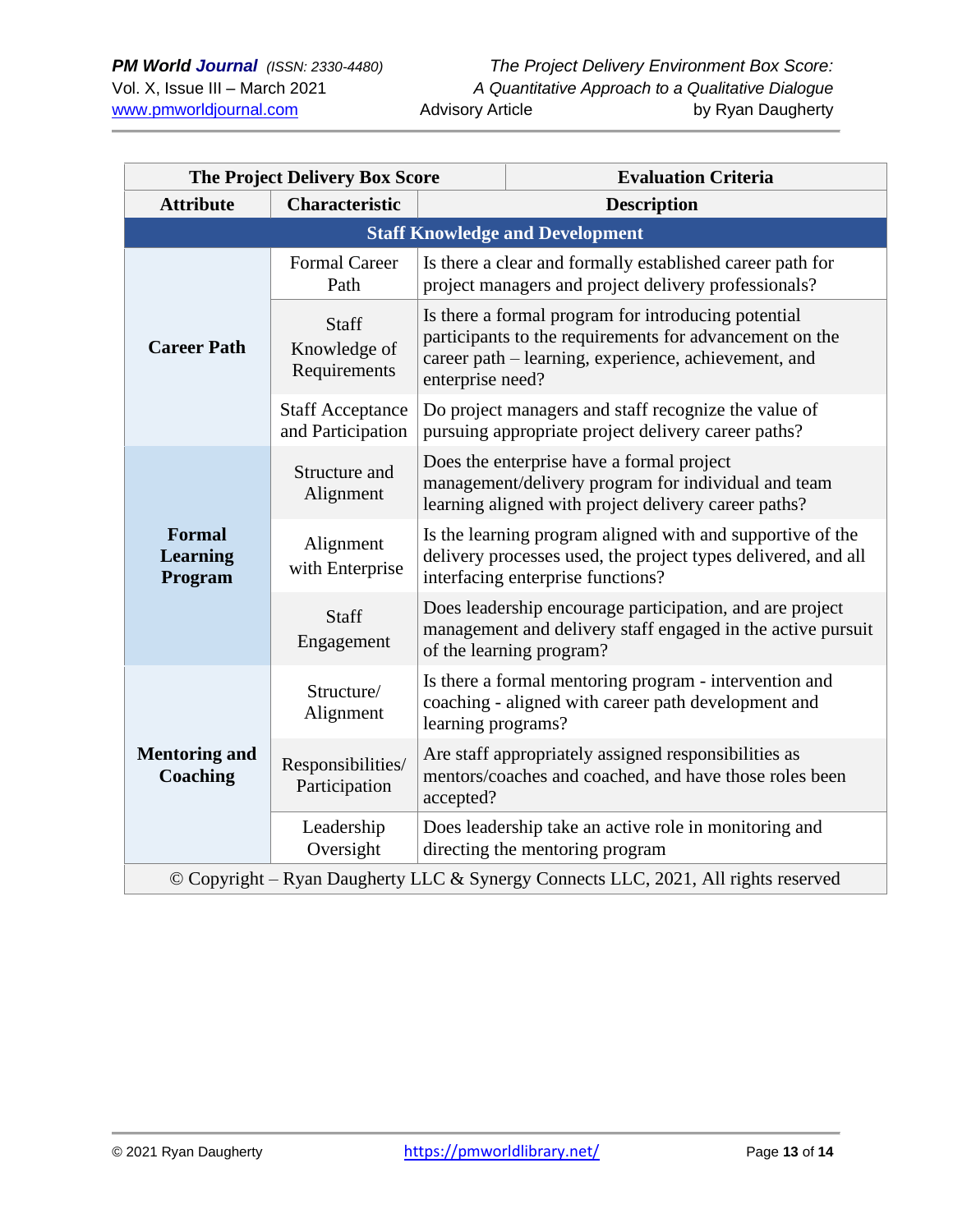| The Project Delivery Box Score | | Evaluation Criteria |
|---|---|---|
| **Attribute** | **Characteristic** | **Description** |
| **Staff Knowledge and Development** | | |
| **Career Path** | Formal Career Path | Is there a clear and formally established career path for project managers and project delivery professionals? |
| | Staff Knowledge of Requirements | Is there a formal program for introducing potential participants to the requirements for advancement on the career path – learning, experience, achievement, and enterprise need? |
| | Staff Acceptance and Participation | Do project managers and staff recognize the value of pursuing appropriate project delivery career paths? |
| **Formal Learning Program** | Structure and Alignment | Does the enterprise have a formal project management/delivery program for individual and team learning aligned with project delivery career paths? |
| | Alignment with Enterprise | Is the learning program aligned with and supportive of the delivery processes used, the project types delivered, and all interfacing enterprise functions? |
| | Staff Engagement | Does leadership encourage participation, and are project management and delivery staff engaged in the active pursuit of the learning program? |
| **Mentoring and Coaching** | Structure/ Alignment | Is there a formal mentoring program - intervention and coaching - aligned with career path development and learning programs? |
| | Responsibilities/ Participation | Are staff appropriately assigned responsibilities as mentors/coaches and coached, and have those roles been accepted? |
| | Leadership Oversight | Does leadership take an active role in monitoring and directing the mentoring program |
| © Copyright – Ryan Daugherty LLC & Synergy Connects LLC, 2021, All rights reserved | | |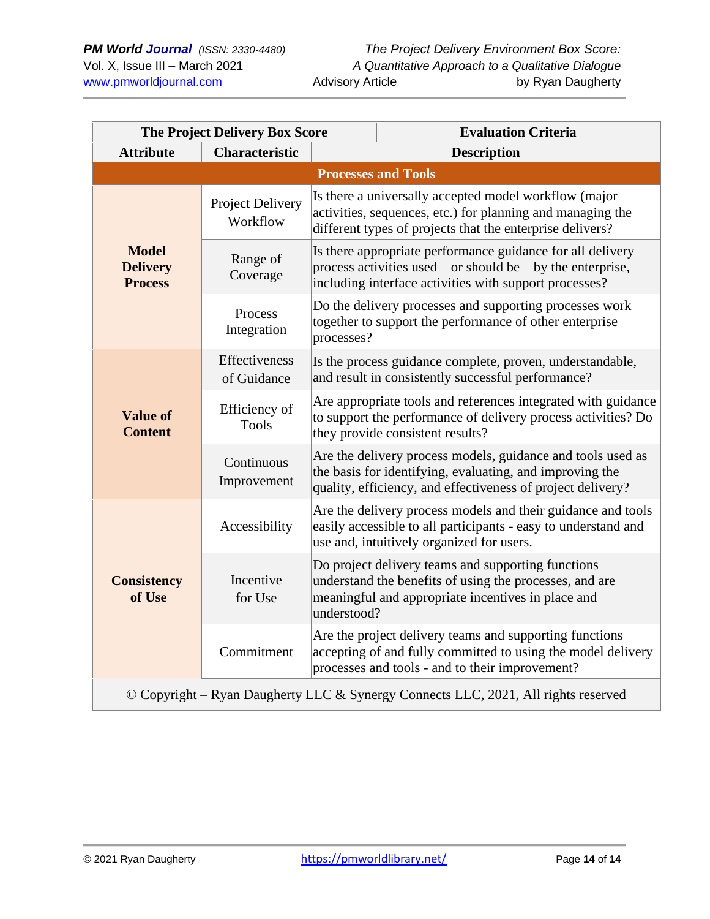| The Project Delivery Box Score | | Evaluation Criteria |
|---|---|---|
| **Attribute** | **Characteristic** | **Description** |
| **Processes and Tools** | | |
| **Model Delivery Process** | Project Delivery Workflow | Is there a universally accepted model workflow (major activities, sequences, etc.) for planning and managing the different types of projects that the enterprise delivers? |
| | Range of Coverage | Is there appropriate performance guidance for all delivery process activities used – or should be – by the enterprise, including interface activities with support processes? |
| | Process Integration | Do the delivery processes and supporting processes work together to support the performance of other enterprise processes? |
| **Value of Content** | Effectiveness of Guidance | Is the process guidance complete, proven, understandable, and result in consistently successful performance? |
| | Efficiency of Tools | Are appropriate tools and references integrated with guidance to support the performance of delivery process activities? Do they provide consistent results? |
| | Continuous Improvement | Are the delivery process models, guidance and tools used as the basis for identifying, evaluating, and improving the quality, efficiency, and effectiveness of project delivery? |
| **Consistency of Use** | Accessibility | Are the delivery process models and their guidance and tools easily accessible to all participants - easy to understand and use and, intuitively organized for users. |
| | Incentive for Use | Do project delivery teams and supporting functions understand the benefits of using the processes, and are meaningful and appropriate incentives in place and understood? |
| | Commitment | Are the project delivery teams and supporting functions accepting of and fully committed to using the model delivery processes and tools - and to their improvement? |
| © Copyright – Ryan Daugherty LLC & Synergy Connects LLC, 2021, All rights reserved | | |